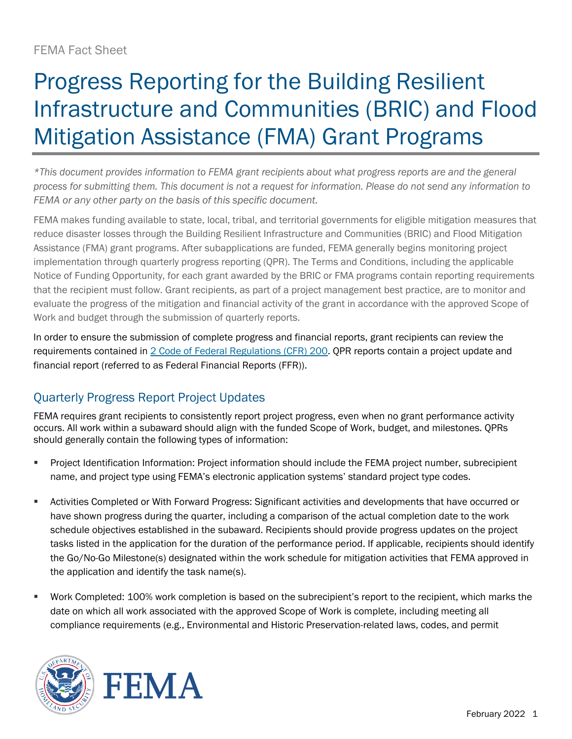FEMA Fact Sheet

# Progress Reporting for the Building Resilient Infrastructure and Communities (BRIC) and Flood Mitigation Assistance (FMA) Grant Programs

*\*This document provides information to FEMA grant recipients about what progress reports are and the general process for submitting them. This document is not a request for information. Please do not send any information to FEMA or any other party on the basis of this specific document.*

FEMA makes funding available to state, local, tribal, and territorial governments for eligible mitigation measures that reduce disaster losses through the Building Resilient Infrastructure and Communities (BRIC) and Flood Mitigation Assistance (FMA) grant programs. After subapplications are funded, FEMA generally begins monitoring project implementation through quarterly progress reporting (QPR). The Terms and Conditions, including the applicable Notice of Funding Opportunity, for each grant awarded by the BRIC or FMA programs contain reporting requirements that the recipient must follow. Grant recipients, as part of a project management best practice, are to monitor and evaluate the progress of the mitigation and financial activity of the grant in accordance with the approved Scope of Work and budget through the submission of quarterly reports.

In order to ensure the submission of complete progress and financial reports, grant recipients can review the requirements contained in [2 Code of Federal Regulations (CFR) 200](). QPR reports contain a project update and financial report (referred to as Federal Financial Reports (FFR)).

## Quarterly Progress Report Project Updates

FEMA requires grant recipients to consistently report project progress, even when no grant performance activity occurs. All work within a subaward should align with the funded Scope of Work, budget, and milestones. QPRs should generally contain the following types of information:

- Project Identification Information: Project information should include the FEMA project number, subrecipient name, and project type using FEMA's electronic application systems' standard project type codes.
- Activities Completed or With Forward Progress: Significant activities and developments that have occurred or have shown progress during the quarter, including a comparison of the actual completion date to the work schedule objectives established in the subaward. Recipients should provide progress updates on the project tasks listed in the application for the duration of the performance period. If applicable, recipients should identify the Go/No-Go Milestone(s) designated within the work schedule for mitigation activities that FEMA approved in the application and identify the task name(s).
- Work Completed: 100% work completion is based on the subrecipient's report to the recipient, which marks the date on which all work associated with the approved Scope of Work is complete, including meeting all compliance requirements (e.g., Environmental and Historic Preservation-related laws, codes, and permit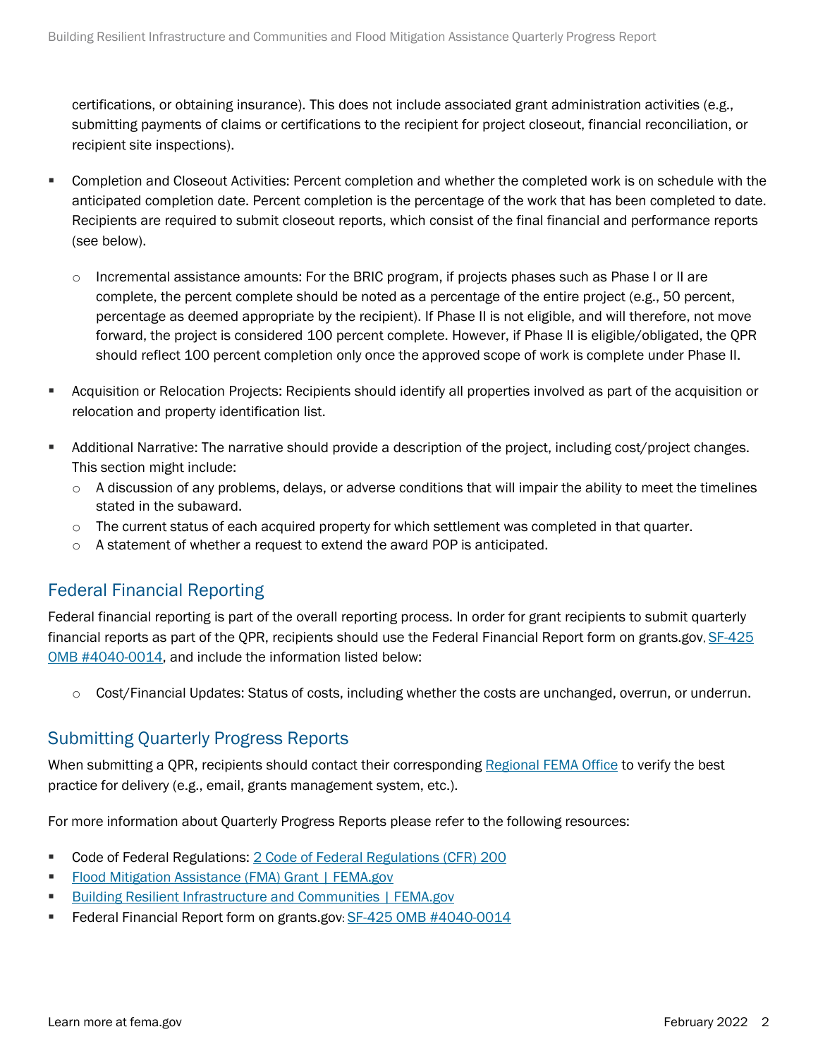certifications, or obtaining insurance). This does not include associated grant administration activities (e.g., submitting payments of claims or certifications to the recipient for project closeout, financial reconciliation, or recipient site inspections).

- Completion and Closeout Activities: Percent completion and whether the completed work is on schedule with the anticipated completion date. Percent completion is the percentage of the work that has been completed to date. Recipients are required to submit closeout reports, which consist of the final financial and performance reports (see below).
  - Incremental assistance amounts: For the BRIC program, if projects phases such as Phase I or II are complete, the percent complete should be noted as a percentage of the entire project (e.g., 50 percent, percentage as deemed appropriate by the recipient). If Phase II is not eligible, and will therefore, not move forward, the project is considered 100 percent complete. However, if Phase II is eligible/obligated, the QPR should reflect 100 percent completion only once the approved scope of work is complete under Phase II.
- Acquisition or Relocation Projects: Recipients should identify all properties involved as part of the acquisition or relocation and property identification list.
- Additional Narrative: The narrative should provide a description of the project, including cost/project changes. This section might include:
  - A discussion of any problems, delays, or adverse conditions that will impair the ability to meet the timelines stated in the subaward.
  - The current status of each acquired property for which settlement was completed in that quarter.
  - A statement of whether a request to extend the award POP is anticipated.

## Federal Financial Reporting

Federal financial reporting is part of the overall reporting process. In order for grant recipients to submit quarterly financial reports as part of the QPR, recipients should use the Federal Financial Report form on grants.gov, SF-425 OMB #4040-0014, and include the information listed below:

- Cost/Financial Updates: Status of costs, including whether the costs are unchanged, overrun, or underrun.

## Submitting Quarterly Progress Reports

When submitting a QPR, recipients should contact their corresponding Regional FEMA Office to verify the best practice for delivery (e.g., email, grants management system, etc.).

For more information about Quarterly Progress Reports please refer to the following resources:

- Code of Federal Regulations: 2 Code of Federal Regulations (CFR) 200
- Flood Mitigation Assistance (FMA) Grant | FEMA.gov
- Building Resilient Infrastructure and Communities | FEMA.gov
- Federal Financial Report form on grants.gov: SF-425 OMB #4040-0014